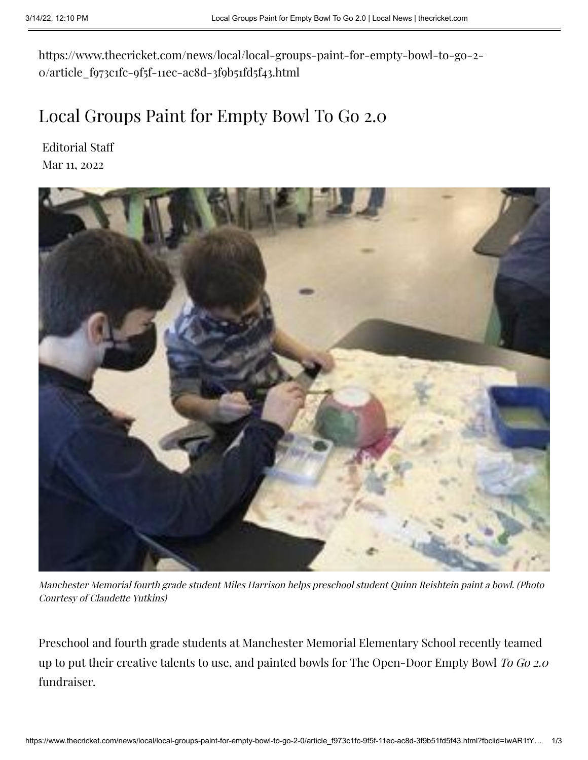https://www.thecricket.com/news/local/local-groups-paint-for-empty-bowl-to-go-2-0/article_f973c1fc-9f5f-11ec-ac8d-3f9b51fd5f43.html

# Local Groups Paint for Empty Bowl To Go 2.0

Editorial Staff

Mar 11, 2022

*Manchester Memorial fourth grade student Miles Harrison helps preschool student Quinn Reishtein paint a bowl. (Photo Courtesy of Claudette Yutkins)*

Preschool and fourth grade students at Manchester Memorial Elementary School recently teamed up to put their creative talents to use, and painted bowls for The Open-Door Empty Bowl *To Go 2.0* fundraiser.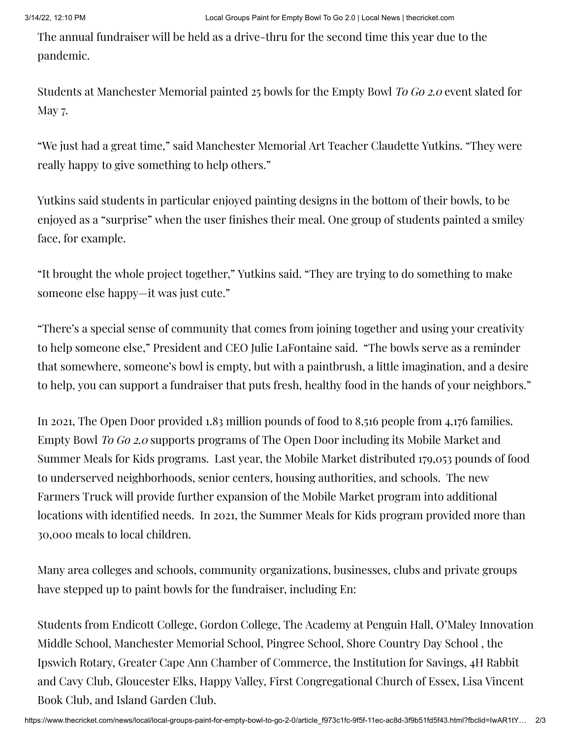The annual fundraiser will be held as a drive-thru for the second time this year due to the pandemic.

Students at Manchester Memorial painted 25 bowls for the Empty Bowl *To Go 2.0* event slated for May 7.

“We just had a great time,” said Manchester Memorial Art Teacher Claudette Yutkins. “They were really happy to give something to help others.”

Yutkins said students in particular enjoyed painting designs in the bottom of their bowls, to be enjoyed as a “surprise” when the user finishes their meal. One group of students painted a smiley face, for example.

“It brought the whole project together,” Yutkins said. “They are trying to do something to make someone else happy—it was just cute.”

“There’s a special sense of community that comes from joining together and using your creativity to help someone else,” President and CEO Julie LaFontaine said. “The bowls serve as a reminder that somewhere, someone’s bowl is empty, but with a paintbrush, a little imagination, and a desire to help, you can support a fundraiser that puts fresh, healthy food in the hands of your neighbors.”

In 2021, The Open Door provided 1.83 million pounds of food to 8,516 people from 4,176 families. Empty Bowl *To Go 2.0* supports programs of The Open Door including its Mobile Market and Summer Meals for Kids programs. Last year, the Mobile Market distributed 179,053 pounds of food to underserved neighborhoods, senior centers, housing authorities, and schools. The new Farmers Truck will provide further expansion of the Mobile Market program into additional locations with identified needs. In 2021, the Summer Meals for Kids program provided more than 30,000 meals to local children.

Many area colleges and schools, community organizations, businesses, clubs and private groups have stepped up to paint bowls for the fundraiser, including En:

Students from Endicott College, Gordon College, The Academy at Penguin Hall, O’Maley Innovation Middle School, Manchester Memorial School, Pingree School, Shore Country Day School , the Ipswich Rotary, Greater Cape Ann Chamber of Commerce, the Institution for Savings, 4H Rabbit and Cavy Club, Gloucester Elks, Happy Valley, First Congregational Church of Essex, Lisa Vincent Book Club, and Island Garden Club.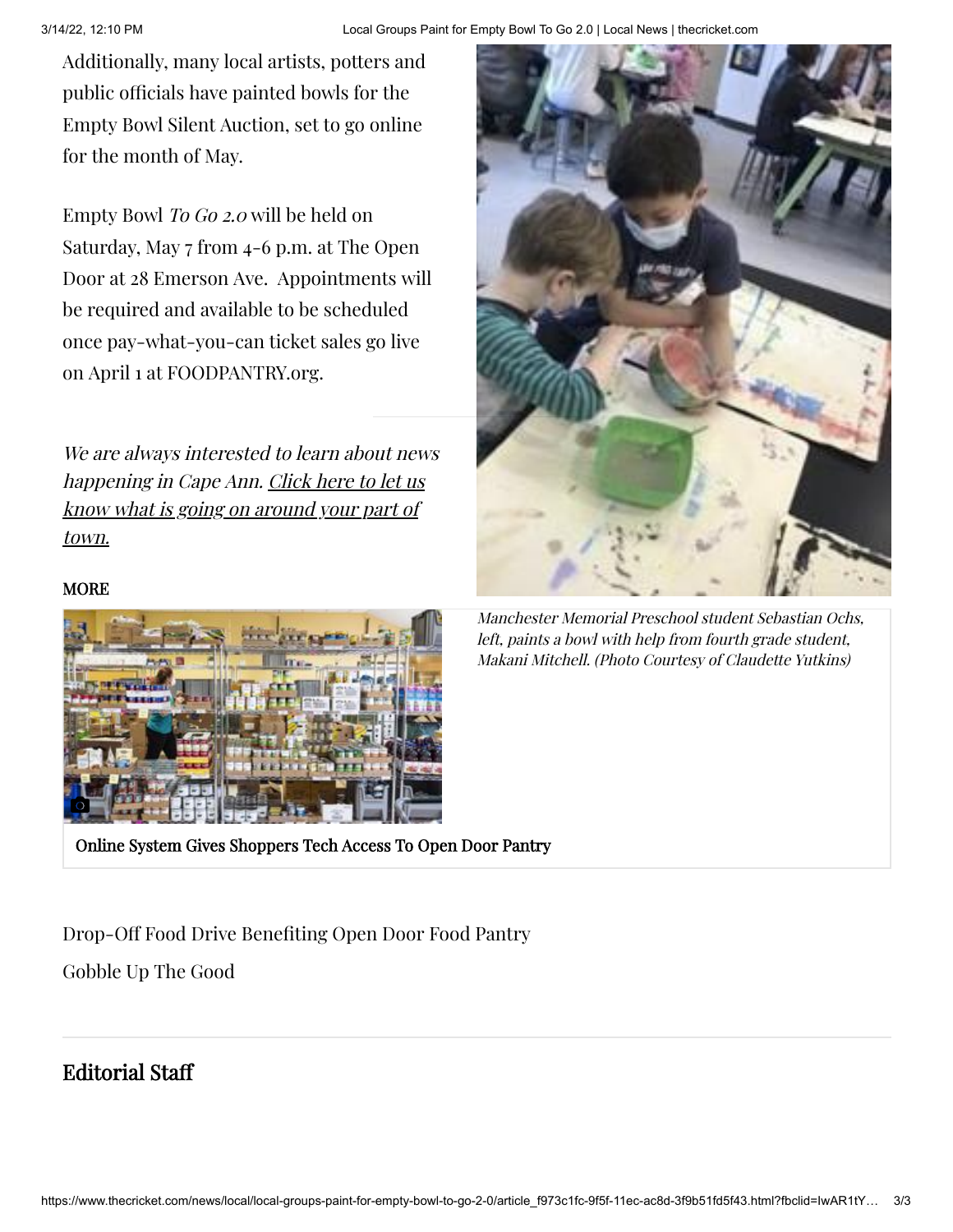Additionally, many local artists, potters and public officials have painted bowls for the Empty Bowl Silent Auction, set to go online for the month of May.

Empty Bowl *To Go 2.0* will be held on Saturday, May 7 from 4-6 p.m. at The Open Door at 28 Emerson Ave. Appointments will be required and available to be scheduled once pay-what-you-can ticket sales go live on April 1 at FOODPANTRY.org.

*Manchester Memorial Preschool student Sebastian Ochs, left, paints a bowl with help from fourth grade student, Makani Mitchell. (Photo Courtesy of Claudette Yutkins)*

*We are always interested to learn about news happening in Cape Ann. Click here to let us know what is going on around your part of town.*

**MORE**

**Online System Gives Shoppers Tech Access To Open Door Pantry**

Drop-Off Food Drive Benefiting Open Door Food Pantry

Gobble Up The Good

## Editorial Staff